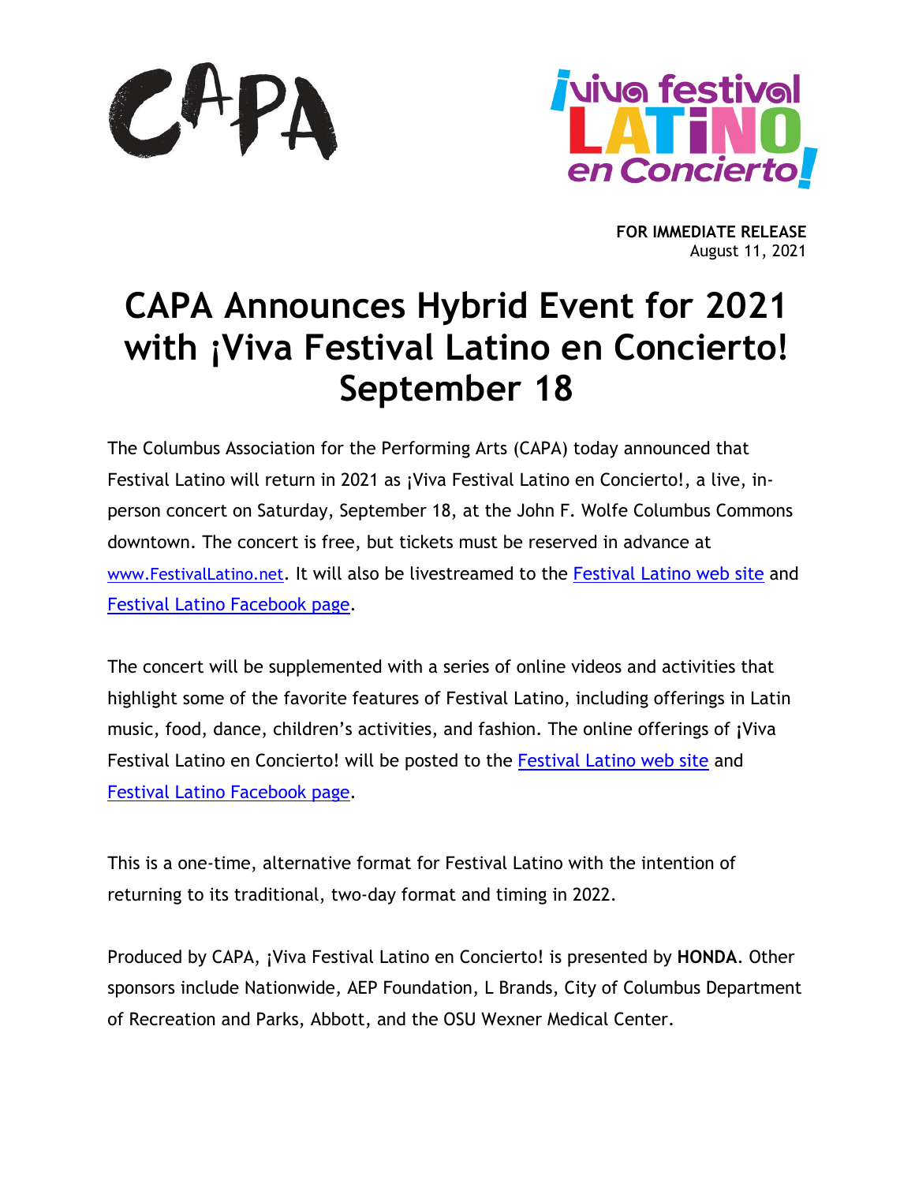**FOR IMMEDIATE RELEASE**
August 11, 2021

# CAPA Announces Hybrid Event for 2021 with ¡Viva Festival Latino en Concierto! September 18

The Columbus Association for the Performing Arts (CAPA) today announced that Festival Latino will return in 2021 as ¡Viva Festival Latino en Concierto!, a live, in-person concert on Saturday, September 18, at the John F. Wolfe Columbus Commons downtown. The concert is free, but tickets must be reserved in advance at www.FestivalLatino.net. It will also be livestreamed to the Festival Latino web site and Festival Latino Facebook page.

The concert will be supplemented with a series of online videos and activities that highlight some of the favorite features of Festival Latino, including offerings in Latin music, food, dance, children's activities, and fashion. The online offerings of ¡Viva Festival Latino en Concierto! will be posted to the Festival Latino web site and Festival Latino Facebook page.

This is a one-time, alternative format for Festival Latino with the intention of returning to its traditional, two-day format and timing in 2022.

Produced by CAPA, ¡Viva Festival Latino en Concierto! is presented by **HONDA**. Other sponsors include Nationwide, AEP Foundation, L Brands, City of Columbus Department of Recreation and Parks, Abbott, and the OSU Wexner Medical Center.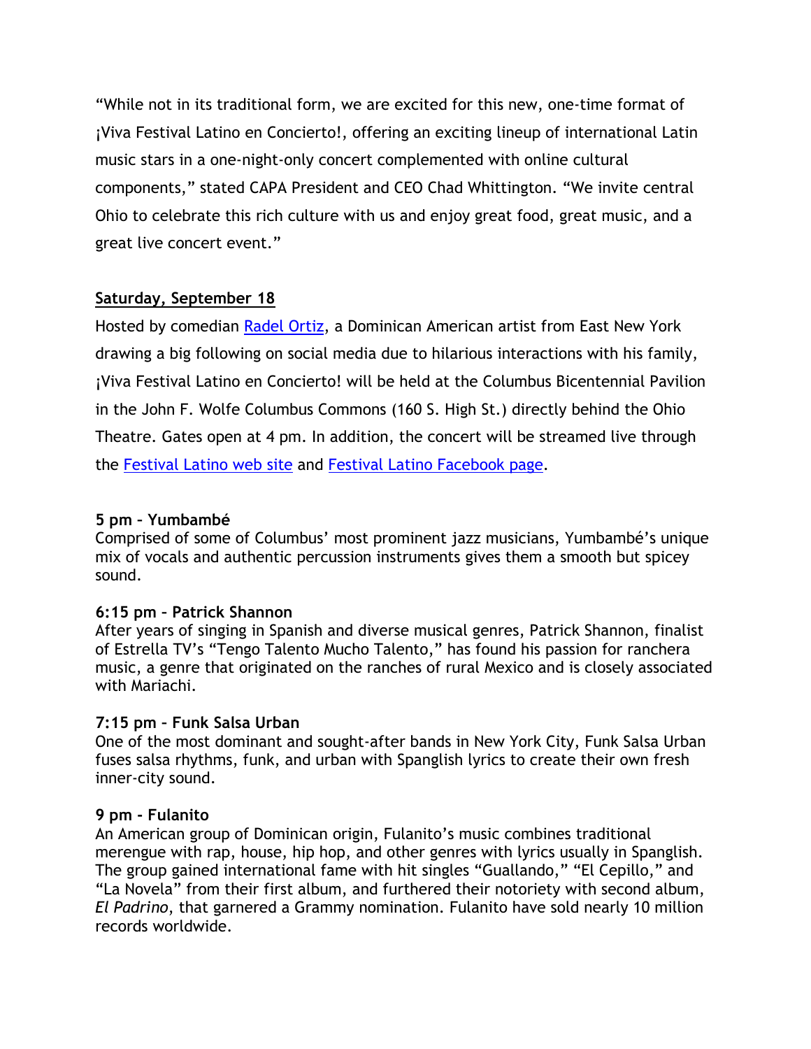"While not in its traditional form, we are excited for this new, one-time format of ¡Viva Festival Latino en Concierto!, offering an exciting lineup of international Latin music stars in a one-night-only concert complemented with online cultural components," stated CAPA President and CEO Chad Whittington. "We invite central Ohio to celebrate this rich culture with us and enjoy great food, great music, and a great live concert event."

**Saturday, September 18**

Hosted by comedian Radel Ortiz, a Dominican American artist from East New York drawing a big following on social media due to hilarious interactions with his family, ¡Viva Festival Latino en Concierto! will be held at the Columbus Bicentennial Pavilion in the John F. Wolfe Columbus Commons (160 S. High St.) directly behind the Ohio Theatre. Gates open at 4 pm. In addition, the concert will be streamed live through the Festival Latino web site and Festival Latino Facebook page.

**5 pm – Yumbambé**
Comprised of some of Columbus' most prominent jazz musicians, Yumbambé's unique mix of vocals and authentic percussion instruments gives them a smooth but spicey sound.

**6:15 pm – Patrick Shannon**
After years of singing in Spanish and diverse musical genres, Patrick Shannon, finalist of Estrella TV's "Tengo Talento Mucho Talento," has found his passion for ranchera music, a genre that originated on the ranches of rural Mexico and is closely associated with Mariachi.

**7:15 pm – Funk Salsa Urban**
One of the most dominant and sought-after bands in New York City, Funk Salsa Urban fuses salsa rhythms, funk, and urban with Spanglish lyrics to create their own fresh inner-city sound.

**9 pm - Fulanito**
An American group of Dominican origin, Fulanito's music combines traditional merengue with rap, house, hip hop, and other genres with lyrics usually in Spanglish. The group gained international fame with hit singles "Guallando," "El Cepillo," and "La Novela" from their first album, and furthered their notoriety with second album, *El Padrino*, that garnered a Grammy nomination. Fulanito have sold nearly 10 million records worldwide.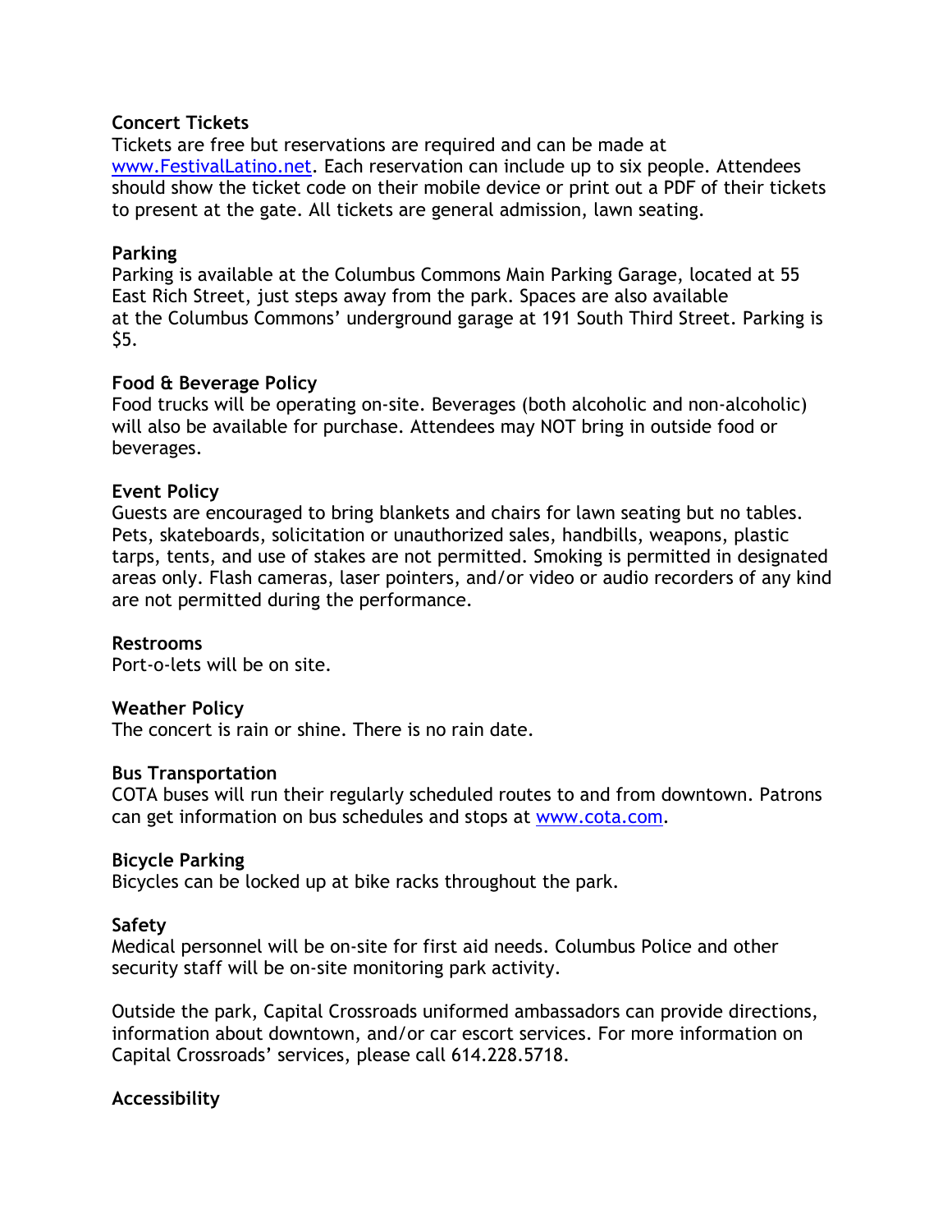**Concert Tickets**
Tickets are free but reservations are required and can be made at [www.FestivalLatino.net](http://www.FestivalLatino.net). Each reservation can include up to six people. Attendees should show the ticket code on their mobile device or print out a PDF of their tickets to present at the gate. All tickets are general admission, lawn seating.

**Parking**
Parking is available at the Columbus Commons Main Parking Garage, located at 55 East Rich Street, just steps away from the park. Spaces are also available at the Columbus Commons' underground garage at 191 South Third Street. Parking is $5.

**Food & Beverage Policy**
Food trucks will be operating on-site. Beverages (both alcoholic and non-alcoholic) will also be available for purchase. Attendees may NOT bring in outside food or beverages.

**Event Policy**
Guests are encouraged to bring blankets and chairs for lawn seating but no tables. Pets, skateboards, solicitation or unauthorized sales, handbills, weapons, plastic tarps, tents, and use of stakes are not permitted. Smoking is permitted in designated areas only. Flash cameras, laser pointers, and/or video or audio recorders of any kind are not permitted during the performance.

**Restrooms**
Port-o-lets will be on site.

**Weather Policy**
The concert is rain or shine. There is no rain date.

**Bus Transportation**
COTA buses will run their regularly scheduled routes to and from downtown. Patrons can get information on bus schedules and stops at [www.cota.com](http://www.cota.com).

**Bicycle Parking**
Bicycles can be locked up at bike racks throughout the park.

**Safety**
Medical personnel will be on-site for first aid needs. Columbus Police and other security staff will be on-site monitoring park activity.

Outside the park, Capital Crossroads uniformed ambassadors can provide directions, information about downtown, and/or car escort services. For more information on Capital Crossroads' services, please call 614.228.5718.

**Accessibility**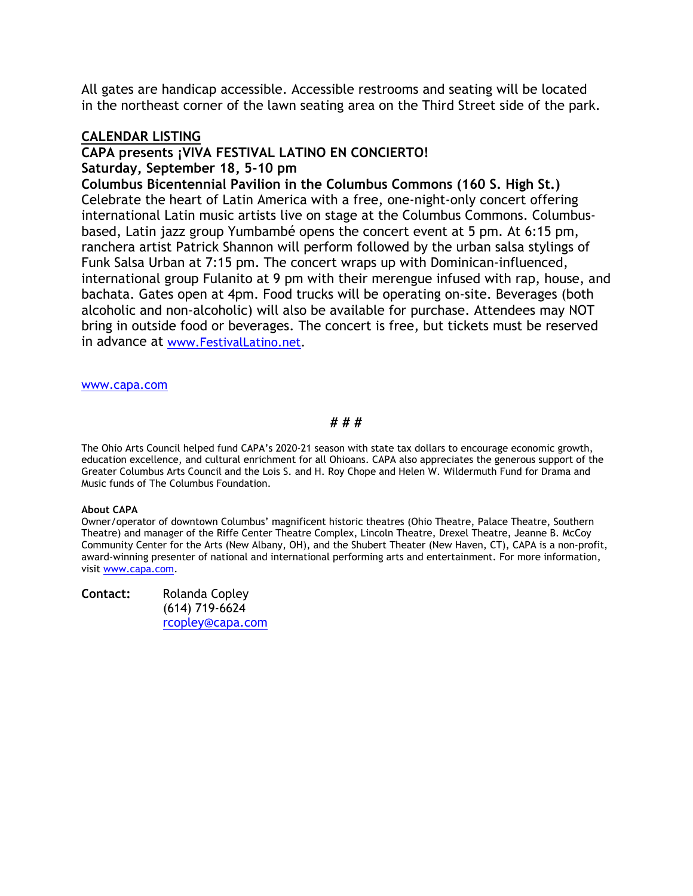All gates are handicap accessible. Accessible restrooms and seating will be located in the northeast corner of the lawn seating area on the Third Street side of the park.

## CALENDAR LISTING

**CAPA presents ¡VIVA FESTIVAL LATINO EN CONCIERTO!**
**Saturday, September 18, 5-10 pm**
**Columbus Bicentennial Pavilion in the Columbus Commons (160 S. High St.)**
Celebrate the heart of Latin America with a free, one-night-only concert offering international Latin music artists live on stage at the Columbus Commons. Columbus-based, Latin jazz group Yumbambé opens the concert event at 5 pm. At 6:15 pm, ranchera artist Patrick Shannon will perform followed by the urban salsa stylings of Funk Salsa Urban at 7:15 pm. The concert wraps up with Dominican-influenced, international group Fulanito at 9 pm with their merengue infused with rap, house, and bachata. Gates open at 4pm. Food trucks will be operating on-site. Beverages (both alcoholic and non-alcoholic) will also be available for purchase. Attendees may NOT bring in outside food or beverages. The concert is free, but tickets must be reserved in advance at www.FestivalLatino.net.

www.capa.com

*# # #*

The Ohio Arts Council helped fund CAPA's 2020-21 season with state tax dollars to encourage economic growth, education excellence, and cultural enrichment for all Ohioans. CAPA also appreciates the generous support of the Greater Columbus Arts Council and the Lois S. and H. Roy Chope and Helen W. Wildermuth Fund for Drama and Music funds of The Columbus Foundation.

**About CAPA**
Owner/operator of downtown Columbus' magnificent historic theatres (Ohio Theatre, Palace Theatre, Southern Theatre) and manager of the Riffe Center Theatre Complex, Lincoln Theatre, Drexel Theatre, Jeanne B. McCoy Community Center for the Arts (New Albany, OH), and the Shubert Theater (New Haven, CT), CAPA is a non-profit, award-winning presenter of national and international performing arts and entertainment. For more information, visit www.capa.com.

**Contact:** Rolanda Copley
(614) 719-6624
rcopley@capa.com